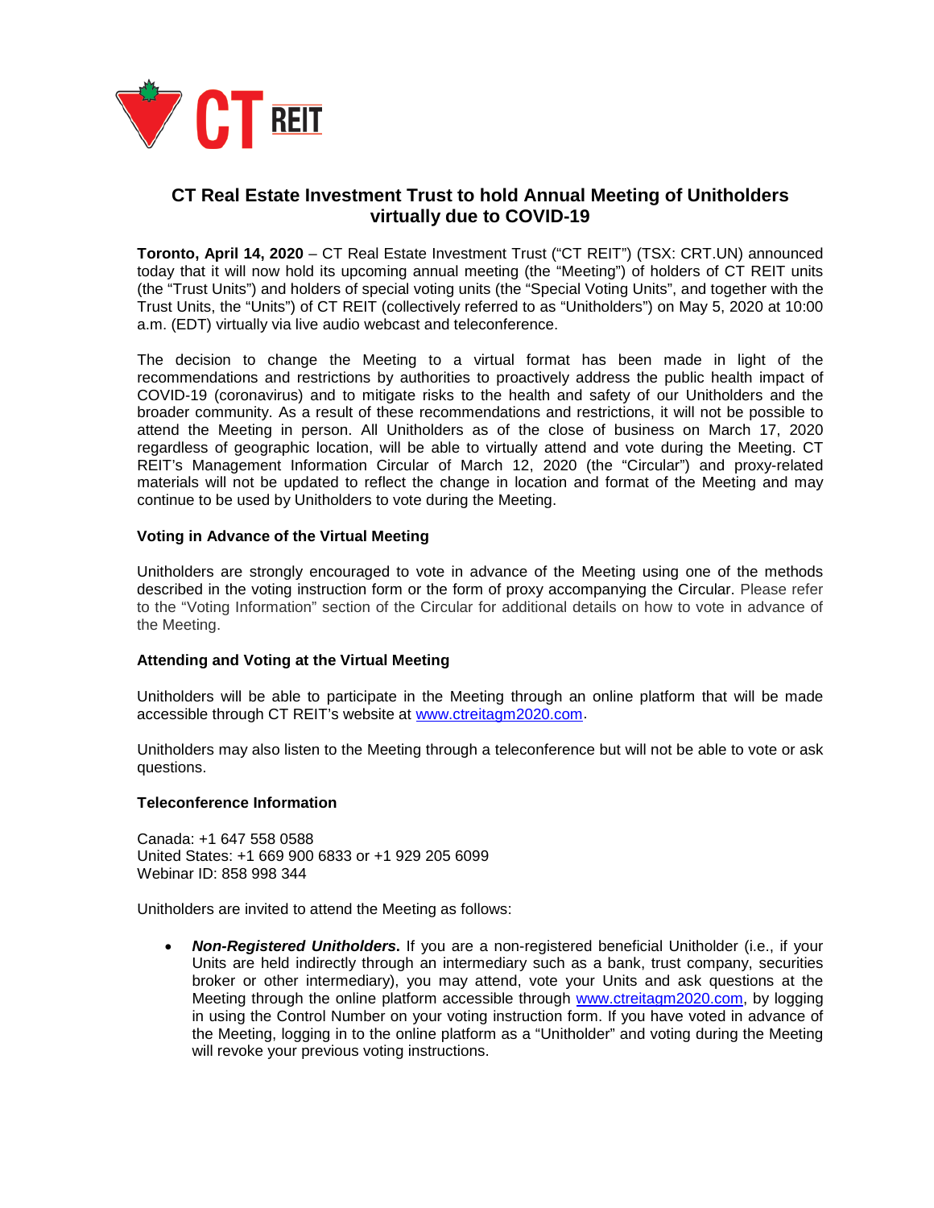# CT Real Estate Investment Trust to hold Annual Meeting of Unitholders virtually due to COVID-19

**Toronto, April 14, 2020** – CT Real Estate Investment Trust ("CT REIT") (TSX: CRT.UN) announced today that it will now hold its upcoming annual meeting (the "Meeting") of holders of CT REIT units (the "Trust Units") and holders of special voting units (the "Special Voting Units", and together with the Trust Units, the "Units") of CT REIT (collectively referred to as "Unitholders") on May 5, 2020 at 10:00 a.m. (EDT) virtually via live audio webcast and teleconference.

The decision to change the Meeting to a virtual format has been made in light of the recommendations and restrictions by authorities to proactively address the public health impact of COVID-19 (coronavirus) and to mitigate risks to the health and safety of our Unitholders and the broader community. As a result of these recommendations and restrictions, it will not be possible to attend the Meeting in person. All Unitholders as of the close of business on March 17, 2020 regardless of geographic location, will be able to virtually attend and vote during the Meeting. CT REIT's Management Information Circular of March 12, 2020 (the "Circular") and proxy-related materials will not be updated to reflect the change in location and format of the Meeting and may continue to be used by Unitholders to vote during the Meeting.

### Voting in Advance of the Virtual Meeting

Unitholders are strongly encouraged to vote in advance of the Meeting using one of the methods described in the voting instruction form or the form of proxy accompanying the Circular. Please refer to the "Voting Information" section of the Circular for additional details on how to vote in advance of the Meeting.

### Attending and Voting at the Virtual Meeting

Unitholders will be able to participate in the Meeting through an online platform that will be made accessible through CT REIT's website at www.ctreitagm2020.com.

Unitholders may also listen to the Meeting through a teleconference but will not be able to vote or ask questions.

### Teleconference Information

Canada: +1 647 558 0588
United States: +1 669 900 6833 or +1 929 205 6099
Webinar ID: 858 998 344

Unitholders are invited to attend the Meeting as follows:

- ***Non-Registered Unitholders.*** If you are a non-registered beneficial Unitholder (i.e., if your Units are held indirectly through an intermediary such as a bank, trust company, securities broker or other intermediary), you may attend, vote your Units and ask questions at the Meeting through the online platform accessible through www.ctreitagm2020.com, by logging in using the Control Number on your voting instruction form. If you have voted in advance of the Meeting, logging in to the online platform as a "Unitholder" and voting during the Meeting will revoke your previous voting instructions.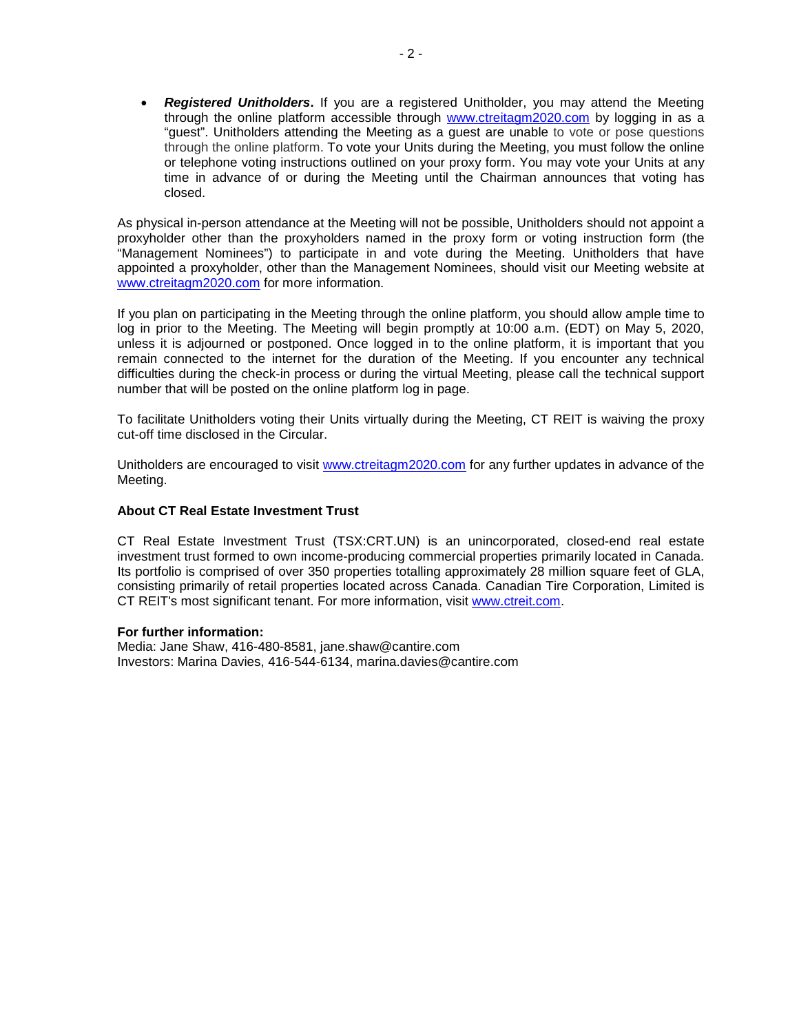- ***Registered Unitholders***. If you are a registered Unitholder, you may attend the Meeting through the online platform accessible through www.ctreitagm2020.com by logging in as a "guest". Unitholders attending the Meeting as a guest are unable to vote or pose questions through the online platform. To vote your Units during the Meeting, you must follow the online or telephone voting instructions outlined on your proxy form. You may vote your Units at any time in advance of or during the Meeting until the Chairman announces that voting has closed.

As physical in-person attendance at the Meeting will not be possible, Unitholders should not appoint a proxyholder other than the proxyholders named in the proxy form or voting instruction form (the "Management Nominees") to participate in and vote during the Meeting. Unitholders that have appointed a proxyholder, other than the Management Nominees, should visit our Meeting website at www.ctreitagm2020.com for more information.

If you plan on participating in the Meeting through the online platform, you should allow ample time to log in prior to the Meeting. The Meeting will begin promptly at 10:00 a.m. (EDT) on May 5, 2020, unless it is adjourned or postponed. Once logged in to the online platform, it is important that you remain connected to the internet for the duration of the Meeting. If you encounter any technical difficulties during the check-in process or during the virtual Meeting, please call the technical support number that will be posted on the online platform log in page.

To facilitate Unitholders voting their Units virtually during the Meeting, CT REIT is waiving the proxy cut-off time disclosed in the Circular.

Unitholders are encouraged to visit www.ctreitagm2020.com for any further updates in advance of the Meeting.

**About CT Real Estate Investment Trust**

CT Real Estate Investment Trust (TSX:CRT.UN) is an unincorporated, closed-end real estate investment trust formed to own income-producing commercial properties primarily located in Canada. Its portfolio is comprised of over 350 properties totalling approximately 28 million square feet of GLA, consisting primarily of retail properties located across Canada. Canadian Tire Corporation, Limited is CT REIT's most significant tenant. For more information, visit www.ctreit.com.

**For further information:**
Media: Jane Shaw, 416-480-8581, jane.shaw@cantire.com
Investors: Marina Davies, 416-544-6134, marina.davies@cantire.com